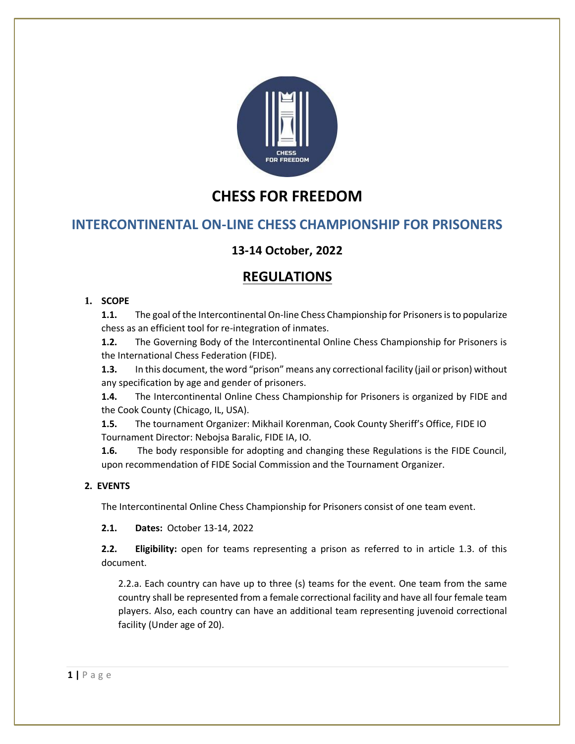# CHESS FOR FREEDOM

## INTERCONTINENTAL ON-LINE CHESS CHAMPIONSHIP FOR PRISONERS

### 13-14 October, 2022

## REGULATIONS

**1. SCOPE**

**1.1.** The goal of the Intercontinental On-line Chess Championship for Prisoners is to popularize chess as an efficient tool for re-integration of inmates.

**1.2.** The Governing Body of the Intercontinental Online Chess Championship for Prisoners is the International Chess Federation (FIDE).

**1.3.** In this document, the word "prison" means any correctional facility (jail or prison) without any specification by age and gender of prisoners.

**1.4.** The Intercontinental Online Chess Championship for Prisoners is organized by FIDE and the Cook County (Chicago, IL, USA).

**1.5.** The tournament Organizer: Mikhail Korenman, Cook County Sheriff's Office, FIDE IO Tournament Director: Nebojsa Baralic, FIDE IA, IO.

**1.6.** The body responsible for adopting and changing these Regulations is the FIDE Council, upon recommendation of FIDE Social Commission and the Tournament Organizer.

**2. EVENTS**

The Intercontinental Online Chess Championship for Prisoners consist of one team event.

**2.1. Dates:** October 13-14, 2022

**2.2. Eligibility:** open for teams representing a prison as referred to in article 1.3. of this document.

2.2.a. Each country can have up to three (s) teams for the event. One team from the same country shall be represented from a female correctional facility and have all four female team players. Also, each country can have an additional team representing juvenoid correctional facility (Under age of 20).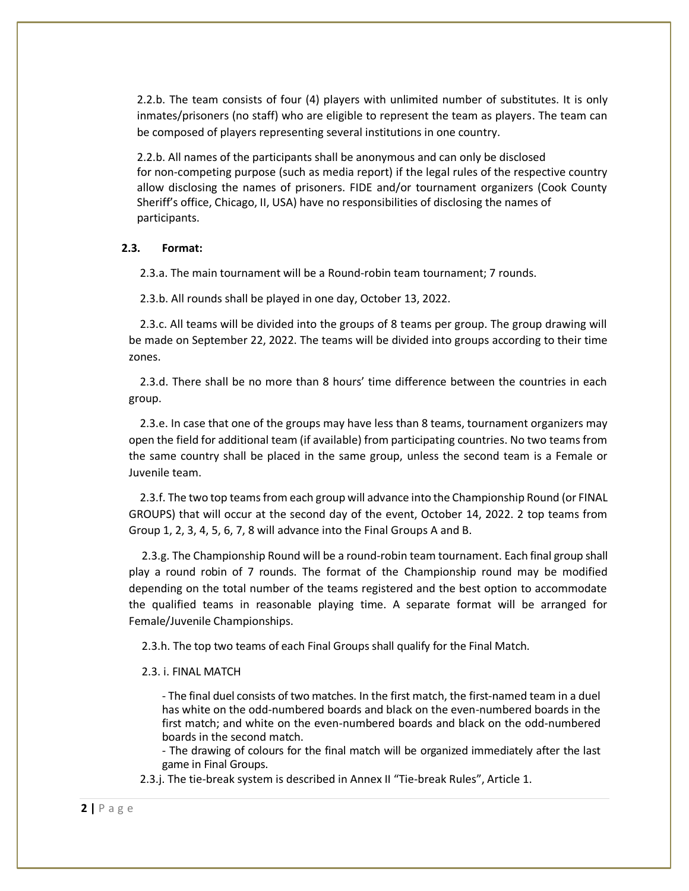2.2.b. The team consists of four (4) players with unlimited number of substitutes. It is only inmates/prisoners (no staff) who are eligible to represent the team as players. The team can be composed of players representing several institutions in one country.

2.2.b. All names of the participants shall be anonymous and can only be disclosed for non-competing purpose (such as media report) if the legal rules of the respective country allow disclosing the names of prisoners. FIDE and/or tournament organizers (Cook County Sheriff's office, Chicago, Il, USA) have no responsibilities of disclosing the names of participants.

**2.3. Format:**

2.3.a. The main tournament will be a Round-robin team tournament; 7 rounds.

2.3.b. All rounds shall be played in one day, October 13, 2022.

2.3.c. All teams will be divided into the groups of 8 teams per group. The group drawing will be made on September 22, 2022. The teams will be divided into groups according to their time zones.

2.3.d. There shall be no more than 8 hours' time difference between the countries in each group.

2.3.e. In case that one of the groups may have less than 8 teams, tournament organizers may open the field for additional team (if available) from participating countries. No two teams from the same country shall be placed in the same group, unless the second team is a Female or Juvenile team.

2.3.f. The two top teams from each group will advance into the Championship Round (or FINAL GROUPS) that will occur at the second day of the event, October 14, 2022. 2 top teams from Group 1, 2, 3, 4, 5, 6, 7, 8 will advance into the Final Groups A and B.

2.3.g. The Championship Round will be a round-robin team tournament. Each final group shall play a round robin of 7 rounds. The format of the Championship round may be modified depending on the total number of the teams registered and the best option to accommodate the qualified teams in reasonable playing time. A separate format will be arranged for Female/Juvenile Championships.

2.3.h. The top two teams of each Final Groups shall qualify for the Final Match.

2.3. i. FINAL MATCH

- The final duel consists of two matches. In the first match, the first-named team in a duel has white on the odd-numbered boards and black on the even-numbered boards in the first match; and white on the even-numbered boards and black on the odd-numbered boards in the second match.
- The drawing of colours for the final match will be organized immediately after the last game in Final Groups.

2.3.j. The tie-break system is described in Annex II "Tie-break Rules", Article 1.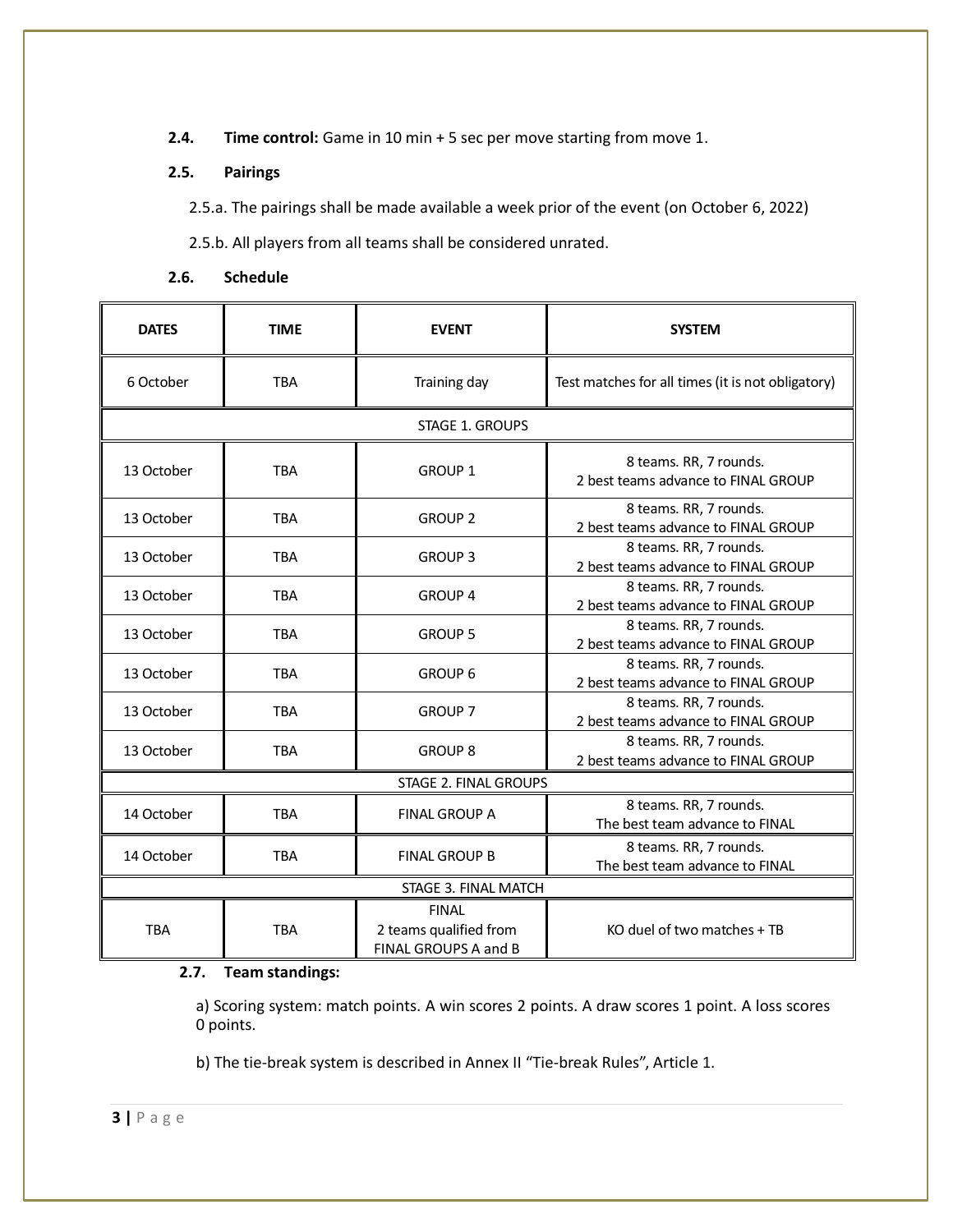**2.4. Time control:** Game in 10 min + 5 sec per move starting from move 1.

**2.5. Pairings**

2.5.a. The pairings shall be made available a week prior of the event (on October 6, 2022)

2.5.b. All players from all teams shall be considered unrated.

**2.6. Schedule**

| DATES | TIME | EVENT | SYSTEM |
|---|---|---|---|
| 6 October | TBA | Training day | Test matches for all times (it is not obligatory) |
| STAGE 1. GROUPS | | | |
| 13 October | TBA | GROUP 1 | 8 teams. RR, 7 rounds. 2 best teams advance to FINAL GROUP |
| 13 October | TBA | GROUP 2 | 8 teams. RR, 7 rounds. 2 best teams advance to FINAL GROUP |
| 13 October | TBA | GROUP 3 | 8 teams. RR, 7 rounds. 2 best teams advance to FINAL GROUP |
| 13 October | TBA | GROUP 4 | 8 teams. RR, 7 rounds. 2 best teams advance to FINAL GROUP |
| 13 October | TBA | GROUP 5 | 8 teams. RR, 7 rounds. 2 best teams advance to FINAL GROUP |
| 13 October | TBA | GROUP 6 | 8 teams. RR, 7 rounds. 2 best teams advance to FINAL GROUP |
| 13 October | TBA | GROUP 7 | 8 teams. RR, 7 rounds. 2 best teams advance to FINAL GROUP |
| 13 October | TBA | GROUP 8 | 8 teams. RR, 7 rounds. 2 best teams advance to FINAL GROUP |
| STAGE 2. FINAL GROUPS | | | |
| 14 October | TBA | FINAL GROUP A | 8 teams. RR, 7 rounds. The best team advance to FINAL |
| 14 October | TBA | FINAL GROUP B | 8 teams. RR, 7 rounds. The best team advance to FINAL |
| STAGE 3. FINAL MATCH | | | |
| TBA | TBA | FINAL 2 teams qualified from FINAL GROUPS A and B | KO duel of two matches + TB |

**2.7. Team standings:**

a) Scoring system: match points. A win scores 2 points. A draw scores 1 point. A loss scores 0 points.

b) The tie-break system is described in Annex II "Tie-break Rules", Article 1.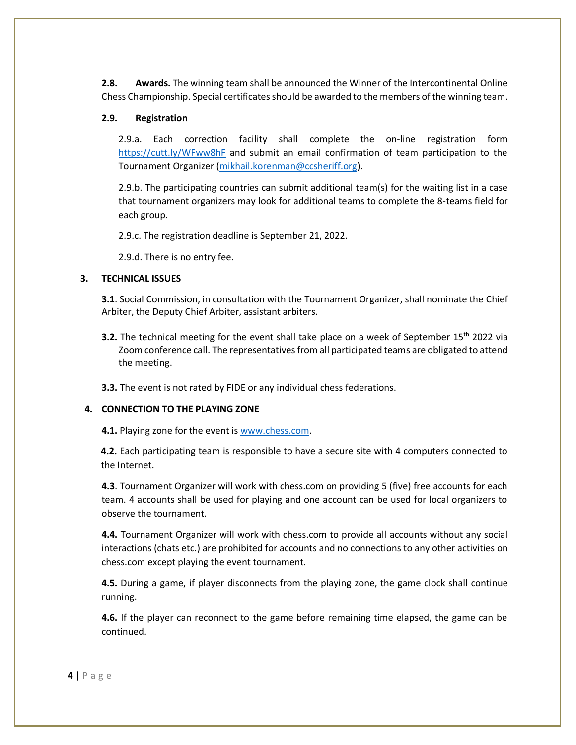**2.8. Awards.** The winning team shall be announced the Winner of the Intercontinental Online Chess Championship. Special certificates should be awarded to the members of the winning team.

**2.9. Registration**

2.9.a. Each correction facility shall complete the on-line registration form https://cutt.ly/WFww8hF and submit an email confirmation of team participation to the Tournament Organizer (mikhail.korenman@ccsheriff.org).

2.9.b. The participating countries can submit additional team(s) for the waiting list in a case that tournament organizers may look for additional teams to complete the 8-teams field for each group.

2.9.c. The registration deadline is September 21, 2022.

2.9.d. There is no entry fee.

## 3. TECHNICAL ISSUES

**3.1**. Social Commission, in consultation with the Tournament Organizer, shall nominate the Chief Arbiter, the Deputy Chief Arbiter, assistant arbiters.

**3.2.** The technical meeting for the event shall take place on a week of September 15th 2022 via Zoom conference call. The representatives from all participated teams are obligated to attend the meeting.

**3.3.** The event is not rated by FIDE or any individual chess federations.

## 4. CONNECTION TO THE PLAYING ZONE

**4.1.** Playing zone for the event is www.chess.com.

**4.2.** Each participating team is responsible to have a secure site with 4 computers connected to the Internet.

**4.3**. Tournament Organizer will work with chess.com on providing 5 (five) free accounts for each team. 4 accounts shall be used for playing and one account can be used for local organizers to observe the tournament.

**4.4.** Tournament Organizer will work with chess.com to provide all accounts without any social interactions (chats etc.) are prohibited for accounts and no connections to any other activities on chess.com except playing the event tournament.

**4.5.** During a game, if player disconnects from the playing zone, the game clock shall continue running.

**4.6.** If the player can reconnect to the game before remaining time elapsed, the game can be continued.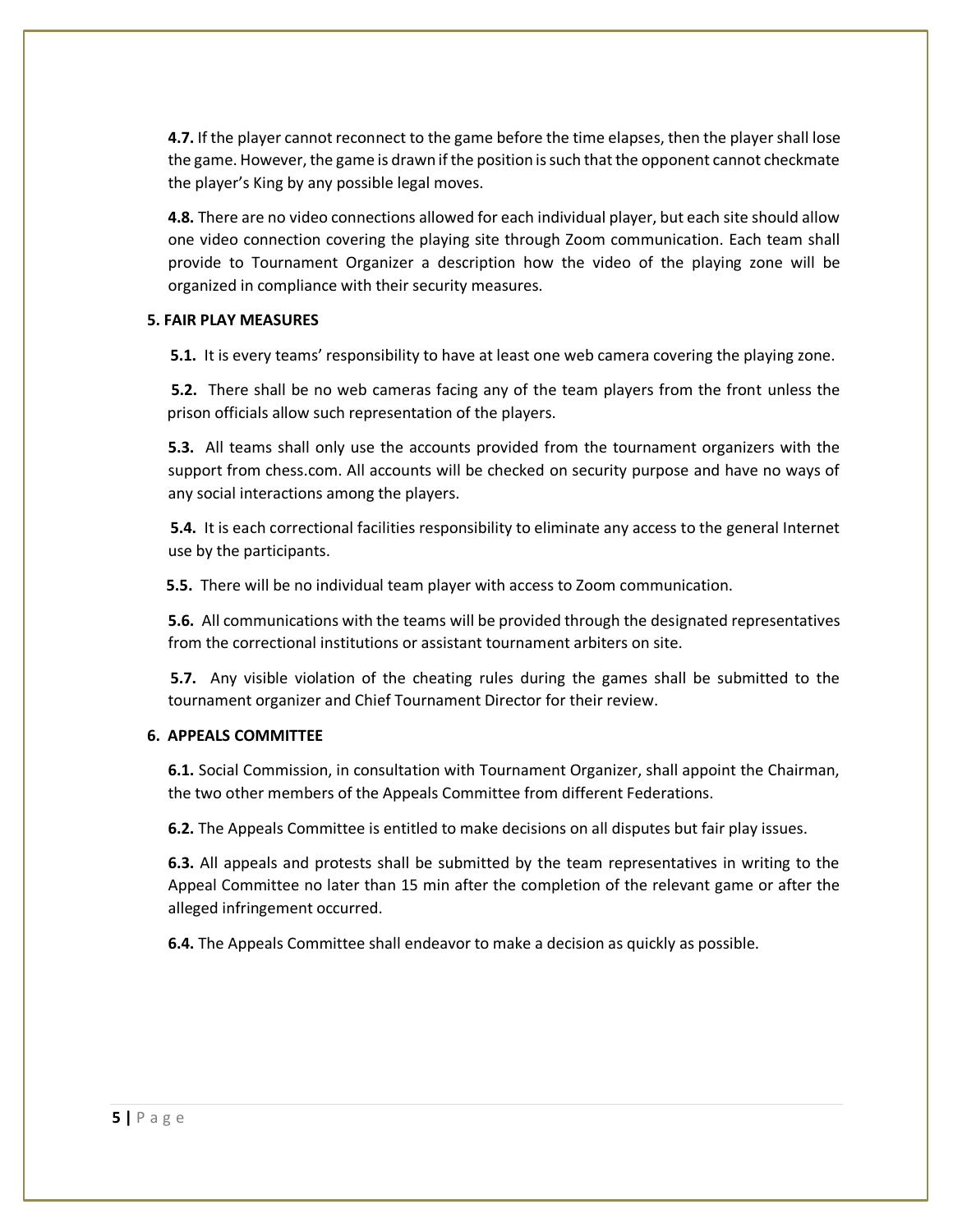**4.7.** If the player cannot reconnect to the game before the time elapses, then the player shall lose the game. However, the game is drawn if the position is such that the opponent cannot checkmate the player's King by any possible legal moves.

**4.8.** There are no video connections allowed for each individual player, but each site should allow one video connection covering the playing site through Zoom communication. Each team shall provide to Tournament Organizer a description how the video of the playing zone will be organized in compliance with their security measures.

**5. FAIR PLAY MEASURES**

**5.1.** It is every teams' responsibility to have at least one web camera covering the playing zone.

**5.2.** There shall be no web cameras facing any of the team players from the front unless the prison officials allow such representation of the players.

**5.3.** All teams shall only use the accounts provided from the tournament organizers with the support from chess.com. All accounts will be checked on security purpose and have no ways of any social interactions among the players.

**5.4.** It is each correctional facilities responsibility to eliminate any access to the general Internet use by the participants.

**5.5.** There will be no individual team player with access to Zoom communication.

**5.6.** All communications with the teams will be provided through the designated representatives from the correctional institutions or assistant tournament arbiters on site.

**5.7.** Any visible violation of the cheating rules during the games shall be submitted to the tournament organizer and Chief Tournament Director for their review.

**6. APPEALS COMMITTEE**

**6.1.** Social Commission, in consultation with Tournament Organizer, shall appoint the Chairman, the two other members of the Appeals Committee from different Federations.

**6.2.** The Appeals Committee is entitled to make decisions on all disputes but fair play issues.

**6.3.** All appeals and protests shall be submitted by the team representatives in writing to the Appeal Committee no later than 15 min after the completion of the relevant game or after the alleged infringement occurred.

**6.4.** The Appeals Committee shall endeavor to make a decision as quickly as possible.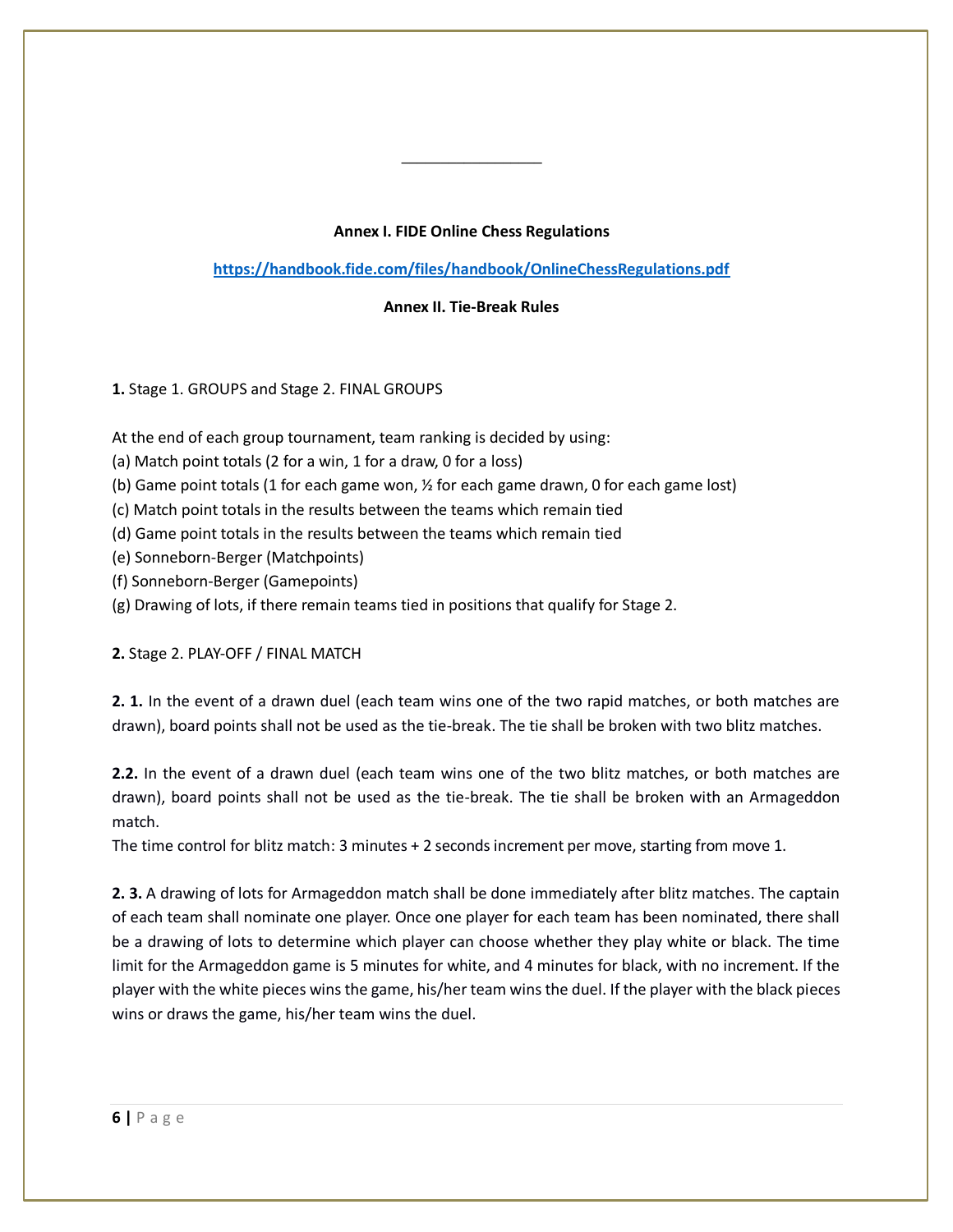________________

**Annex I. FIDE Online Chess Regulations**

[https://handbook.fide.com/files/handbook/OnlineChessRegulations.pdf](https://handbook.fide.com/files/handbook/OnlineChessRegulations.pdf)

**Annex II. Tie-Break Rules**

**1.** Stage 1. GROUPS and Stage 2. FINAL GROUPS

At the end of each group tournament, team ranking is decided by using:
(a) Match point totals (2 for a win, 1 for a draw, 0 for a loss)
(b) Game point totals (1 for each game won, ½ for each game drawn, 0 for each game lost)
(c) Match point totals in the results between the teams which remain tied
(d) Game point totals in the results between the teams which remain tied
(e) Sonneborn-Berger (Matchpoints)
(f) Sonneborn-Berger (Gamepoints)
(g) Drawing of lots, if there remain teams tied in positions that qualify for Stage 2.

**2.** Stage 2. PLAY-OFF / FINAL MATCH

**2. 1.** In the event of a drawn duel (each team wins one of the two rapid matches, or both matches are drawn), board points shall not be used as the tie-break. The tie shall be broken with two blitz matches.

**2.2.** In the event of a drawn duel (each team wins one of the two blitz matches, or both matches are drawn), board points shall not be used as the tie-break. The tie shall be broken with an Armageddon match.
The time control for blitz match: 3 minutes + 2 seconds increment per move, starting from move 1.

**2. 3.** A drawing of lots for Armageddon match shall be done immediately after blitz matches. The captain of each team shall nominate one player. Once one player for each team has been nominated, there shall be a drawing of lots to determine which player can choose whether they play white or black. The time limit for the Armageddon game is 5 minutes for white, and 4 minutes for black, with no increment. If the player with the white pieces wins the game, his/her team wins the duel. If the player with the black pieces wins or draws the game, his/her team wins the duel.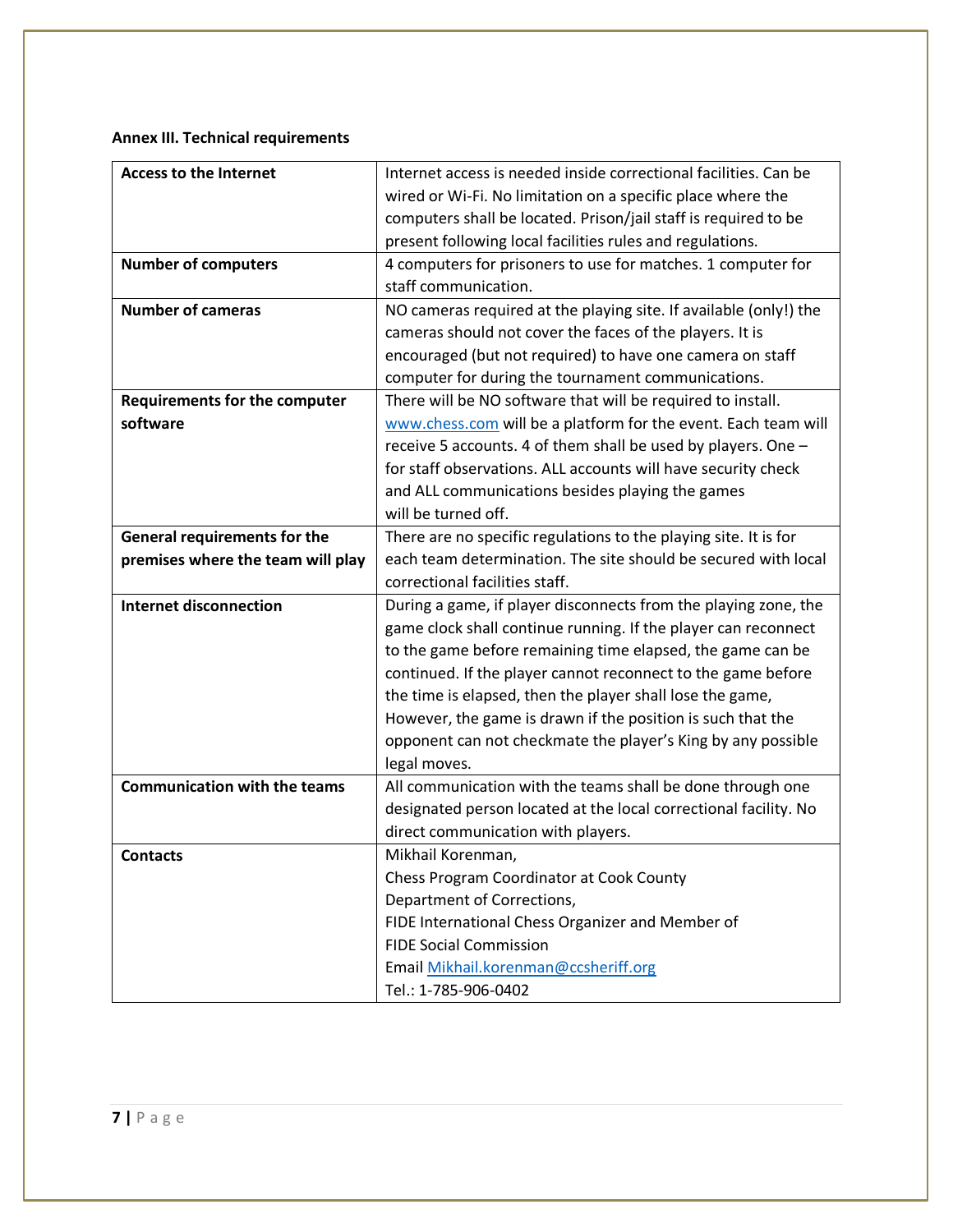**Annex III. Technical requirements**

| | |
|---|---|
| **Access to the Internet** | Internet access is needed inside correctional facilities. Can be wired or Wi-Fi. No limitation on a specific place where the computers shall be located. Prison/jail staff is required to be present following local facilities rules and regulations. |
| **Number of computers** | 4 computers for prisoners to use for matches. 1 computer for staff communication. |
| **Number of cameras** | NO cameras required at the playing site. If available (only!) the cameras should not cover the faces of the players. It is encouraged (but not required) to have one camera on staff computer for during the tournament communications. |
| **Requirements for the computer software** | There will be NO software that will be required to install. www.chess.com will be a platform for the event. Each team will receive 5 accounts. 4 of them shall be used by players. One – for staff observations. ALL accounts will have security check and ALL communications besides playing the games will be turned off. |
| **General requirements for the premises where the team will play** | There are no specific regulations to the playing site. It is for each team determination. The site should be secured with local correctional facilities staff. |
| **Internet disconnection** | During a game, if player disconnects from the playing zone, the game clock shall continue running. If the player can reconnect to the game before remaining time elapsed, the game can be continued. If the player cannot reconnect to the game before the time is elapsed, then the player shall lose the game, However, the game is drawn if the position is such that the opponent can not checkmate the player's King by any possible legal moves. |
| **Communication with the teams** | All communication with the teams shall be done through one designated person located at the local correctional facility. No direct communication with players. |
| **Contacts** | Mikhail Korenman, Chess Program Coordinator at Cook County Department of Corrections, FIDE International Chess Organizer and Member of FIDE Social Commission<br>Email Mikhail.korenman@ccsheriff.org<br>Tel.: 1-785-906-0402 |